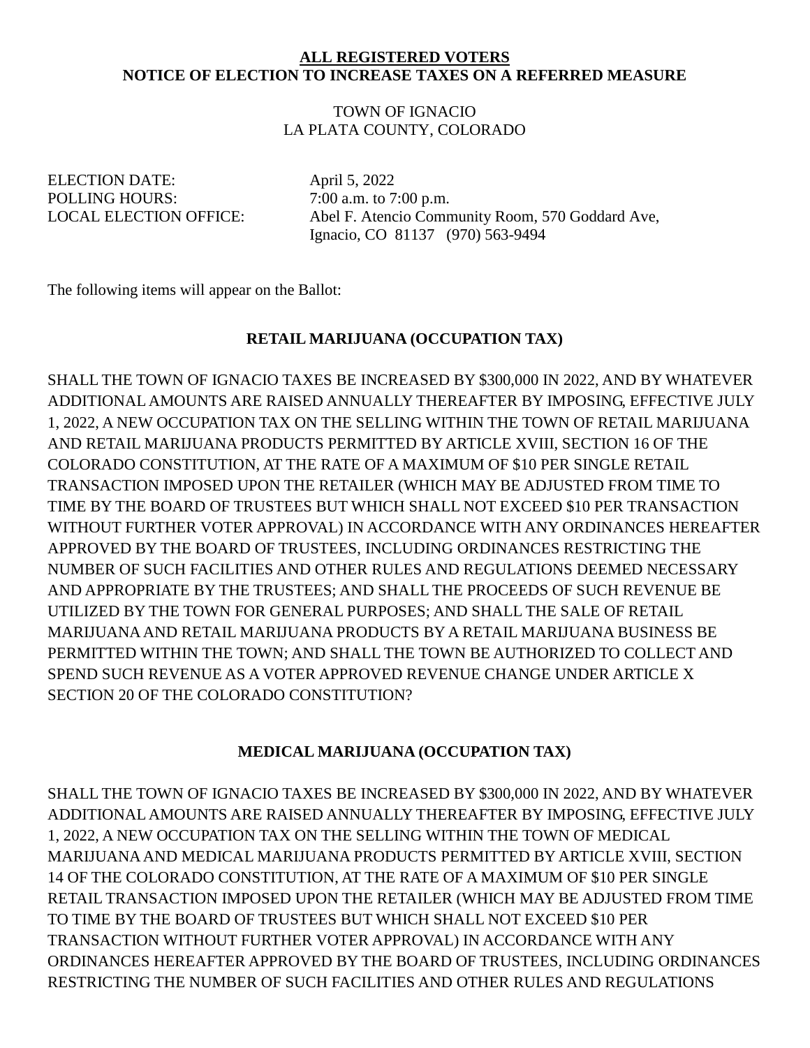**ALL REGISTERED VOTERS**
**NOTICE OF ELECTION TO INCREASE TAXES ON A REFERRED MEASURE**

TOWN OF IGNACIO
LA PLATA COUNTY, COLORADO

ELECTION DATE: April 5, 2022
POLLING HOURS: 7:00 a.m. to 7:00 p.m.
LOCAL ELECTION OFFICE: Abel F. Atencio Community Room, 570 Goddard Ave, Ignacio, CO 81137 (970) 563-9494

The following items will appear on the Ballot:

**RETAIL MARIJUANA (OCCUPATION TAX)**

SHALL THE TOWN OF IGNACIO TAXES BE INCREASED BY $300,000 IN 2022, AND BY WHATEVER ADDITIONAL AMOUNTS ARE RAISED ANNUALLY THEREAFTER BY IMPOSING, EFFECTIVE JULY 1, 2022, A NEW OCCUPATION TAX ON THE SELLING WITHIN THE TOWN OF RETAIL MARIJUANA AND RETAIL MARIJUANA PRODUCTS PERMITTED BY ARTICLE XVIII, SECTION 16 OF THE COLORADO CONSTITUTION, AT THE RATE OF A MAXIMUM OF $10 PER SINGLE RETAIL TRANSACTION IMPOSED UPON THE RETAILER (WHICH MAY BE ADJUSTED FROM TIME TO TIME BY THE BOARD OF TRUSTEES BUT WHICH SHALL NOT EXCEED $10 PER TRANSACTION WITHOUT FURTHER VOTER APPROVAL) IN ACCORDANCE WITH ANY ORDINANCES HEREAFTER APPROVED BY THE BOARD OF TRUSTEES, INCLUDING ORDINANCES RESTRICTING THE NUMBER OF SUCH FACILITIES AND OTHER RULES AND REGULATIONS DEEMED NECESSARY AND APPROPRIATE BY THE TRUSTEES; AND SHALL THE PROCEEDS OF SUCH REVENUE BE UTILIZED BY THE TOWN FOR GENERAL PURPOSES; AND SHALL THE SALE OF RETAIL MARIJUANA AND RETAIL MARIJUANA PRODUCTS BY A RETAIL MARIJUANA BUSINESS BE PERMITTED WITHIN THE TOWN; AND SHALL THE TOWN BE AUTHORIZED TO COLLECT AND SPEND SUCH REVENUE AS A VOTER APPROVED REVENUE CHANGE UNDER ARTICLE X SECTION 20 OF THE COLORADO CONSTITUTION?

**MEDICAL MARIJUANA (OCCUPATION TAX)**

SHALL THE TOWN OF IGNACIO TAXES BE INCREASED BY $300,000 IN 2022, AND BY WHATEVER ADDITIONAL AMOUNTS ARE RAISED ANNUALLY THEREAFTER BY IMPOSING, EFFECTIVE JULY 1, 2022, A NEW OCCUPATION TAX ON THE SELLING WITHIN THE TOWN OF MEDICAL MARIJUANA AND MEDICAL MARIJUANA PRODUCTS PERMITTED BY ARTICLE XVIII, SECTION 14 OF THE COLORADO CONSTITUTION, AT THE RATE OF A MAXIMUM OF $10 PER SINGLE RETAIL TRANSACTION IMPOSED UPON THE RETAILER (WHICH MAY BE ADJUSTED FROM TIME TO TIME BY THE BOARD OF TRUSTEES BUT WHICH SHALL NOT EXCEED $10 PER TRANSACTION WITHOUT FURTHER VOTER APPROVAL) IN ACCORDANCE WITH ANY ORDINANCES HEREAFTER APPROVED BY THE BOARD OF TRUSTEES, INCLUDING ORDINANCES RESTRICTING THE NUMBER OF SUCH FACILITIES AND OTHER RULES AND REGULATIONS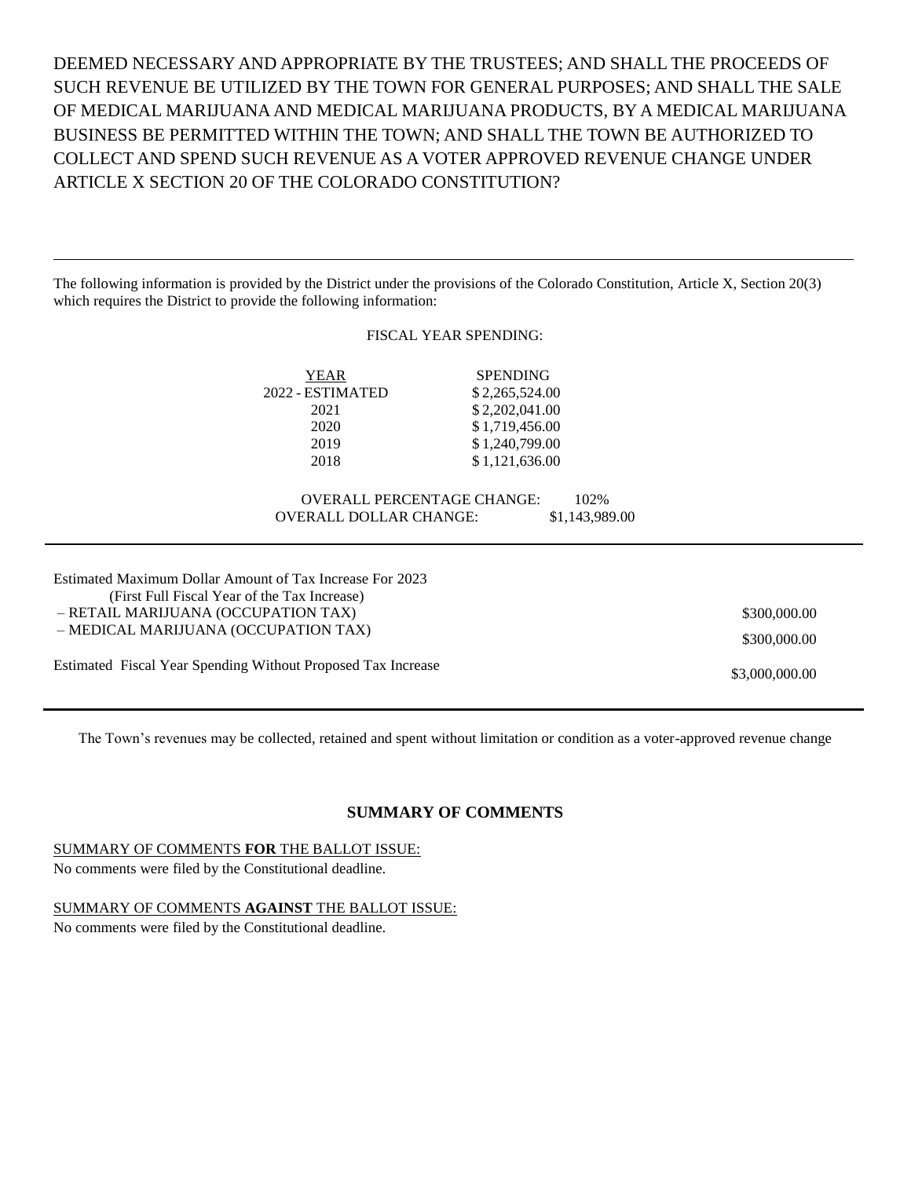DEEMED NECESSARY AND APPROPRIATE BY THE TRUSTEES; AND SHALL THE PROCEEDS OF SUCH REVENUE BE UTILIZED BY THE TOWN FOR GENERAL PURPOSES; AND SHALL THE SALE OF MEDICAL MARIJUANA AND MEDICAL MARIJUANA PRODUCTS, BY A MEDICAL MARIJUANA BUSINESS BE PERMITTED WITHIN THE TOWN; AND SHALL THE TOWN BE AUTHORIZED TO COLLECT AND SPEND SUCH REVENUE AS A VOTER APPROVED REVENUE CHANGE UNDER ARTICLE X SECTION 20 OF THE COLORADO CONSTITUTION?

---

The following information is provided by the District under the provisions of the Colorado Constitution, Article X, Section 20(3) which requires the District to provide the following information:

FISCAL YEAR SPENDING:

| YEAR | SPENDING |
|---|---|
| 2022 - ESTIMATED | $ 2,265,524.00 |
| 2021 | $ 2,202,041.00 |
| 2020 | $ 1,719,456.00 |
| 2019 | $ 1,240,799.00 |
| 2018 | $ 1,121,636.00 |

OVERALL PERCENTAGE CHANGE: 102%

OVERALL DOLLAR CHANGE: $1,143,989.00

---

| | |
|---|---|
| Estimated Maximum Dollar Amount of Tax Increase For 2023 (First Full Fiscal Year of the Tax Increase) | |
| – RETAIL MARIJUANA (OCCUPATION TAX) | $300,000.00 |
| – MEDICAL MARIJUANA (OCCUPATION TAX) | $300,000.00 |
| Estimated Fiscal Year Spending Without Proposed Tax Increase | $3,000,000.00 |

---

The Town's revenues may be collected, retained and spent without limitation or condition as a voter-approved revenue change

## SUMMARY OF COMMENTS

SUMMARY OF COMMENTS **FOR** THE BALLOT ISSUE:
No comments were filed by the Constitutional deadline.

SUMMARY OF COMMENTS **AGAINST** THE BALLOT ISSUE:
No comments were filed by the Constitutional deadline.